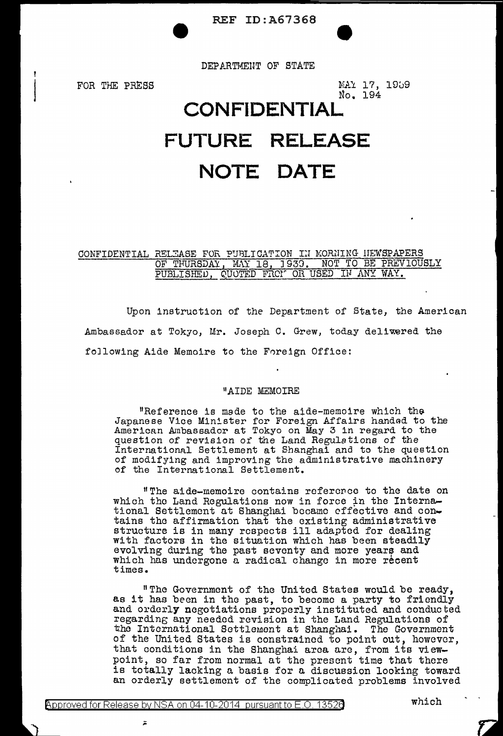REF ID:A67368

DEPARTMENT OF STATE

FOR THE PRESS

MAY 17, 1939
No. 194

# CONFIDENTIAL
# FUTURE RELEASE
# NOTE DATE

CONFIDENTIAL RELEASE FOR PUBLICATION IN MORNING NEWSPAPERS OF THURSDAY, MAY 18, 1939. NOT TO BE PREVIOUSLY PUBLISHED, QUOTED FROM OR USED IN ANY WAY.

Upon instruction of the Department of State, the American Ambassador at Tokyo, Mr. Joseph C. Grew, today delivered the following Aide Memoire to the Foreign Office:

"AIDE MEMOIRE

"Reference is made to the aide-memoire which the Japanese Vice Minister for Foreign Affairs handed to the American Ambassador at Tokyo on May 3 in regard to the question of revision of the Land Regulations of the International Settlement at Shanghai and to the question of modifying and improving the administrative machinery of the International Settlement.

"The aide-memoire contains reference to the date on which the Land Regulations now in force in the International Settlement at Shanghai became effective and contains the affirmation that the existing administrative structure is in many respects ill adapted for dealing with factors in the situation which has been steadily evolving during the past seventy and more years and which has undergone a radical change in more recent times.

"The Government of the United States would be ready, as it has been in the past, to become a party to friendly and orderly negotiations properly instituted and conducted regarding any needed revision in the Land Regulations of the International Settlement at Shanghai. The Government of the United States is constrained to point out, however, that conditions in the Shanghai area are, from its viewpoint, so far from normal at the present time that there is totally lacking a basis for a discussion looking toward an orderly settlement of the complicated problems involved which

Approved for Release by NSA on 04-10-2014 pursuant to E.O. 13526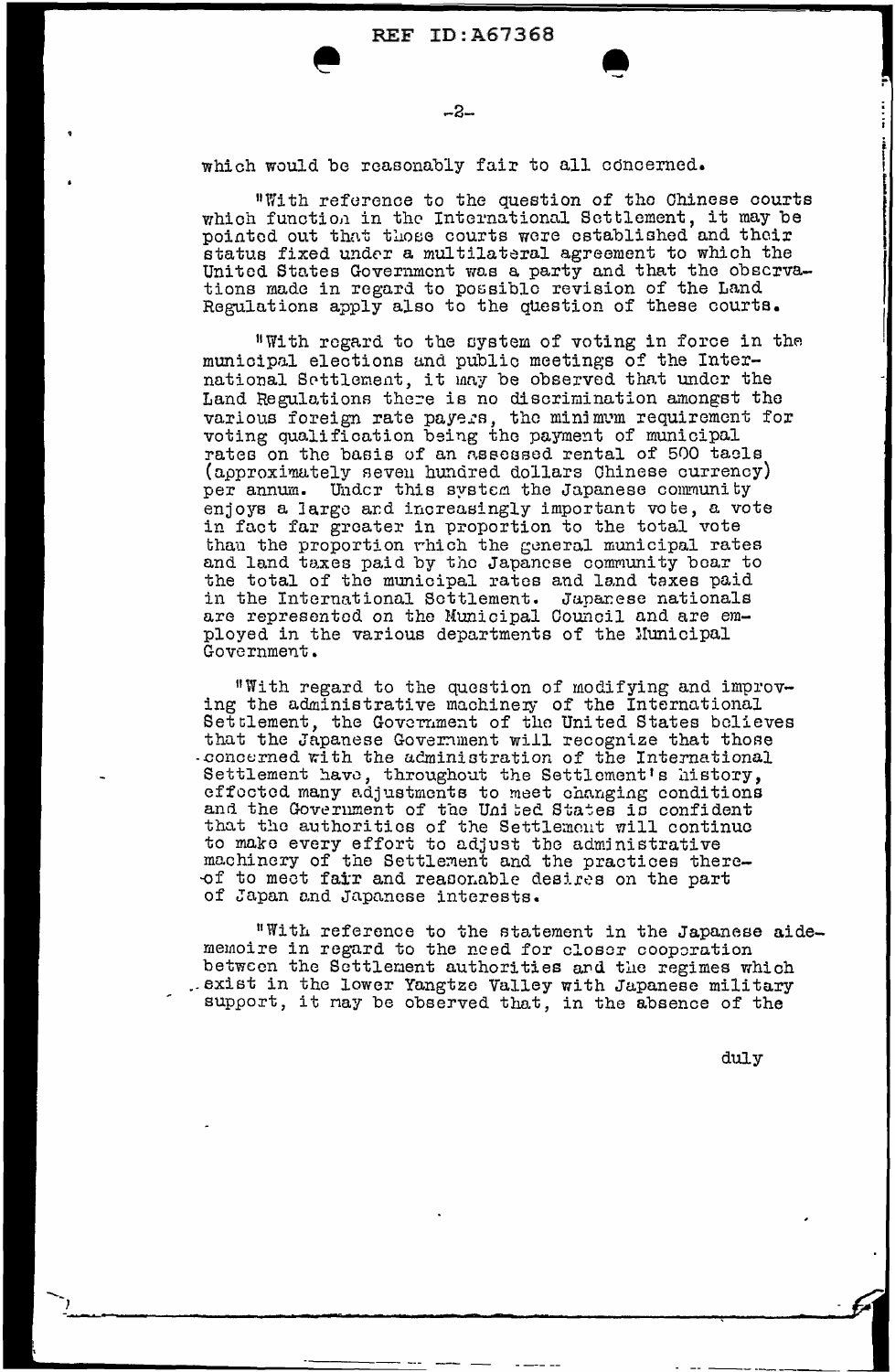which would be reasonably fair to all concerned.

"With reference to the question of the Chinese courts which function in the International Settlement, it may be pointed out that those courts were established and their status fixed under a multilateral agreement to which the United States Government was a party and that the observations made in regard to possible revision of the Land Regulations apply also to the question of these courts.

"With regard to the system of voting in force in the municipal elections and public meetings of the International Settlement, it may be observed that under the Land Regulations there is no discrimination amongst the various foreign rate payers, the minimum requirement for voting qualification being the payment of municipal rates on the basis of an assessed rental of 500 taels (approximately seven hundred dollars Chinese currency) per annum. Under this system the Japanese community enjoys a large and increasingly important vote, a vote in fact far greater in proportion to the total vote than the proportion which the general municipal rates and land taxes paid by the Japanese community bear to the total of the municipal rates and land taxes paid in the International Settlement. Japanese nationals are represented on the Municipal Council and are employed in the various departments of the Municipal Government.

"With regard to the question of modifying and improving the administrative machinery of the International Settlement, the Government of the United States believes that the Japanese Government will recognize that those concerned with the administration of the International Settlement have, throughout the Settlement's history, effected many adjustments to meet changing conditions and the Government of the United States is confident that the authorities of the Settlement will continue to make every effort to adjust the administrative machinery of the Settlement and the practices thereof to meet fair and reasonable desires on the part of Japan and Japanese interests.

"With reference to the statement in the Japanese aide-memoire in regard to the need for closer cooperation between the Settlement authorities and the regimes which exist in the lower Yangtze Valley with Japanese military support, it may be observed that, in the absence of the

duly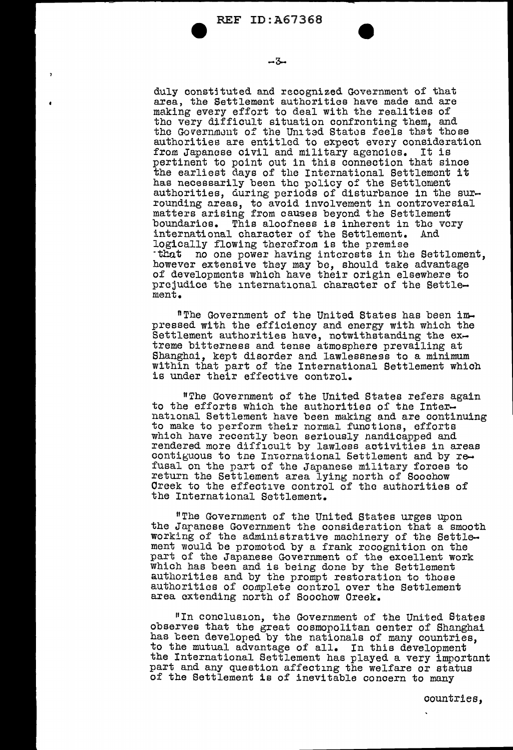duly constituted and recognized Government of that area, the Settlement authorities have made and are making every effort to deal with the realities of the very difficult situation confronting them, and the Government of the United States feels that those authorities are entitled to expect every consideration from Japanese civil and military agencies. It is pertinent to point out in this connection that since the earliest days of the International Settlement it has necessarily been the policy of the Settlement authorities, during periods of disturbance in the surrounding areas, to avoid involvement in controversial matters arising from causes beyond the Settlement boundaries. This aloofness is inherent in the very international character of the Settlement. And logically flowing therefrom is the premise that no one power having interests in the Settlement, however extensive they may be, should take advantage of developments which have their origin elsewhere to prejudice the international character of the Settlement.

"The Government of the United States has been impressed with the efficiency and energy with which the Settlement authorities have, notwithstanding the extreme bitterness and tense atmosphere prevailing at Shanghai, kept disorder and lawlessness to a minimum within that part of the International Settlement which is under their effective control.

"The Government of the United States refers again to the efforts which the authorities of the International Settlement have been making and are continuing to make to perform their normal functions, efforts which have recently been seriously handicapped and rendered more difficult by lawless activities in areas contiguous to the International Settlement and by refusal on the part of the Japanese military forces to return the Settlement area lying north of Soochow Creek to the effective control of the authorities of the International Settlement.

"The Government of the United States urges upon the Japanese Government the consideration that a smooth working of the administrative machinery of the Settlement would be promoted by a frank recognition on the part of the Japanese Government of the excellent work which has been and is being done by the Settlement authorities and by the prompt restoration to those authorities of complete control over the Settlement area extending north of Soochow Creek.

"In conclusion, the Government of the United States observes that the great cosmopolitan center of Shanghai has been developed by the nationals of many countries, to the mutual advantage of all. In this development the International Settlement has played a very important part and any question affecting the welfare or status of the Settlement is of inevitable concern to many

countries,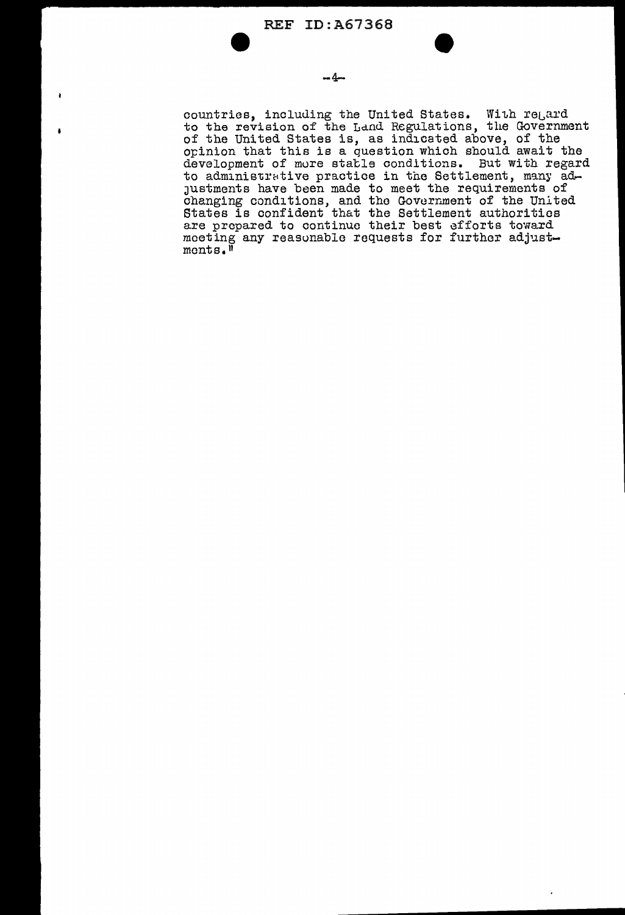countries, including the United States. With regard to the revision of the Land Regulations, the Government of the United States is, as indicated above, of the opinion that this is a question which should await the development of more stable conditions. But with regard to administrative practice in the Settlement, many adjustments have been made to meet the requirements of changing conditions, and the Government of the United States is confident that the Settlement authorities are prepared to continue their best efforts toward meeting any reasonable requests for further adjustments."